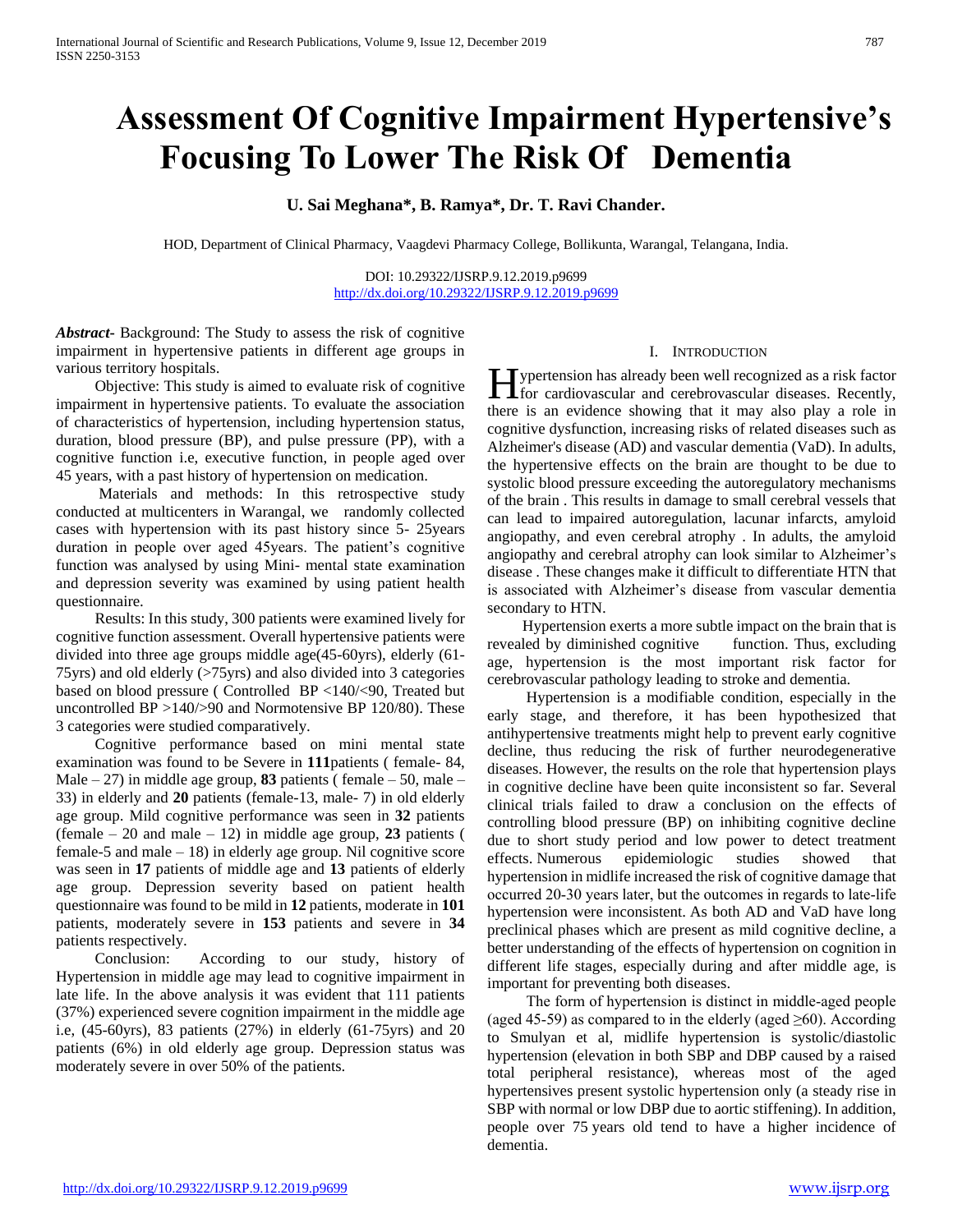// Assessment Of Cognitive Impairment Hypertensive's Focusing To Lower The Risk Of Dementia

**U. Sai Meghana\*, B. Ramya\*, Dr. T. Ravi Chander.**

HOD, Department of Clinical Pharmacy, Vaagdevi Pharmacy College, Bollikunta, Warangal, Telangana, India.

DOI: 10.29322/IJSRP.9.12.2019.p9699
http://dx.doi.org/10.29322/IJSRP.9.12.2019.p9699

***Abstract***- Background: The Study to assess the risk of cognitive impairment in hypertensive patients in different age groups in various territory hospitals.

Objective: This study is aimed to evaluate risk of cognitive impairment in hypertensive patients. To evaluate the association of characteristics of hypertension, including hypertension status, duration, blood pressure (BP), and pulse pressure (PP), with a cognitive function i.e, executive function, in people aged over 45 years, with a past history of hypertension on medication.

Materials and methods: In this retrospective study conducted at multicenters in Warangal, we randomly collected cases with hypertension with its past history since 5- 25years duration in people over aged 45years. The patient's cognitive function was analysed by using Mini- mental state examination and depression severity was examined by using patient health questionnaire.

Results: In this study, 300 patients were examined lively for cognitive function assessment. Overall hypertensive patients were divided into three age groups middle age(45-60yrs), elderly (61-75yrs) and old elderly (>75yrs) and also divided into 3 categories based on blood pressure ( Controlled BP <140/<90, Treated but uncontrolled BP >140/>90 and Normotensive BP 120/80). These 3 categories were studied comparatively.

Cognitive performance based on mini mental state examination was found to be Severe in **111**patients ( female- 84, Male – 27) in middle age group, **83** patients ( female – 50, male – 33) in elderly and **20** patients (female-13, male- 7) in old elderly age group. Mild cognitive performance was seen in **32** patients (female – 20 and male – 12) in middle age group, **23** patients ( female-5 and male – 18) in elderly age group. Nil cognitive score was seen in **17** patients of middle age and **13** patients of elderly age group. Depression severity based on patient health questionnaire was found to be mild in **12** patients, moderate in **101** patients, moderately severe in **153** patients and severe in **34** patients respectively.

Conclusion: According to our study, history of Hypertension in middle age may lead to cognitive impairment in late life. In the above analysis it was evident that 111 patients (37%) experienced severe cognition impairment in the middle age i.e, (45-60yrs), 83 patients (27%) in elderly (61-75yrs) and 20 patients (6%) in old elderly age group. Depression status was moderately severe in over 50% of the patients.

## I. Introduction

Hypertension has already been well recognized as a risk factor for cardiovascular and cerebrovascular diseases. Recently, there is an evidence showing that it may also play a role in cognitive dysfunction, increasing risks of related diseases such as Alzheimer's disease (AD) and vascular dementia (VaD). In adults, the hypertensive effects on the brain are thought to be due to systolic blood pressure exceeding the autoregulatory mechanisms of the brain . This results in damage to small cerebral vessels that can lead to impaired autoregulation, lacunar infarcts, amyloid angiopathy, and even cerebral atrophy . In adults, the amyloid angiopathy and cerebral atrophy can look similar to Alzheimer's disease . These changes make it difficult to differentiate HTN that is associated with Alzheimer's disease from vascular dementia secondary to HTN.

Hypertension exerts a more subtle impact on the brain that is revealed by diminished cognitive function. Thus, excluding age, hypertension is the most important risk factor for cerebrovascular pathology leading to stroke and dementia.

Hypertension is a modifiable condition, especially in the early stage, and therefore, it has been hypothesized that antihypertensive treatments might help to prevent early cognitive decline, thus reducing the risk of further neurodegenerative diseases. However, the results on the role that hypertension plays in cognitive decline have been quite inconsistent so far. Several clinical trials failed to draw a conclusion on the effects of controlling blood pressure (BP) on inhibiting cognitive decline due to short study period and low power to detect treatment effects. Numerous epidemiologic studies showed that hypertension in midlife increased the risk of cognitive damage that occurred 20-30 years later, but the outcomes in regards to late-life hypertension were inconsistent. As both AD and VaD have long preclinical phases which are present as mild cognitive decline, a better understanding of the effects of hypertension on cognition in different life stages, especially during and after middle age, is important for preventing both diseases.

The form of hypertension is distinct in middle-aged people (aged 45-59) as compared to in the elderly (aged ≥60). According to Smulyan et al, midlife hypertension is systolic/diastolic hypertension (elevation in both SBP and DBP caused by a raised total peripheral resistance), whereas most of the aged hypertensives present systolic hypertension only (a steady rise in SBP with normal or low DBP due to aortic stiffening). In addition, people over 75 years old tend to have a higher incidence of dementia.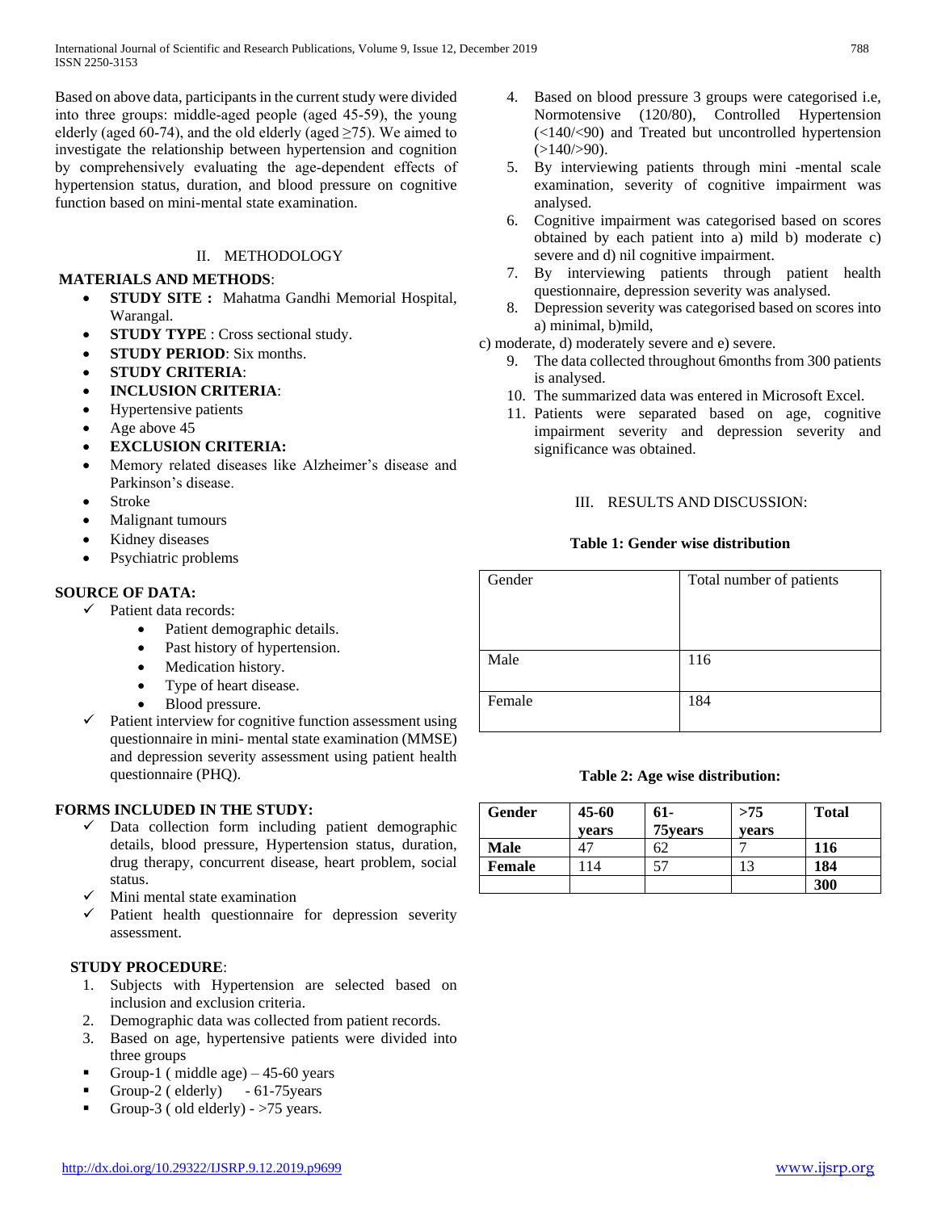Based on above data, participants in the current study were divided into three groups: middle-aged people (aged 45-59), the young elderly (aged 60-74), and the old elderly (aged ≥75). We aimed to investigate the relationship between hypertension and cognition by comprehensively evaluating the age-dependent effects of hypertension status, duration, and blood pressure on cognitive function based on mini-mental state examination.

## II. METHODOLOGY

**MATERIALS AND METHODS**:

- **STUDY SITE :** Mahatma Gandhi Memorial Hospital, Warangal.
- **STUDY TYPE** : Cross sectional study.
- **STUDY PERIOD**: Six months.
- **STUDY CRITERIA**:
- **INCLUSION CRITERIA**:
- Hypertensive patients
- Age above 45
- **EXCLUSION CRITERIA:**
- Memory related diseases like Alzheimer's disease and Parkinson's disease.
- Stroke
- Malignant tumours
- Kidney diseases
- Psychiatric problems

**SOURCE OF DATA:**

- ✓ Patient data records:
  - Patient demographic details.
  - Past history of hypertension.
  - Medication history.
  - Type of heart disease.
  - Blood pressure.
- ✓ Patient interview for cognitive function assessment using questionnaire in mini- mental state examination (MMSE) and depression severity assessment using patient health questionnaire (PHQ).

**FORMS INCLUDED IN THE STUDY:**

- ✓ Data collection form including patient demographic details, blood pressure, Hypertension status, duration, drug therapy, concurrent disease, heart problem, social status.
- ✓ Mini mental state examination
- ✓ Patient health questionnaire for depression severity assessment.

**STUDY PROCEDURE**:

1. Subjects with Hypertension are selected based on inclusion and exclusion criteria.
2. Demographic data was collected from patient records.
3. Based on age, hypertensive patients were divided into three groups
   - Group-1 ( middle age) – 45-60 years
   - Group-2 ( elderly) - 61-75years
   - Group-3 ( old elderly) - >75 years.
4. Based on blood pressure 3 groups were categorised i.e, Normotensive (120/80), Controlled Hypertension (<140/<90) and Treated but uncontrolled hypertension (>140/>90).
5. By interviewing patients through mini -mental scale examination, severity of cognitive impairment was analysed.
6. Cognitive impairment was categorised based on scores obtained by each patient into a) mild b) moderate c) severe and d) nil cognitive impairment.
7. By interviewing patients through patient health questionnaire, depression severity was analysed.
8. Depression severity was categorised based on scores into a) minimal, b)mild,

c) moderate, d) moderately severe and e) severe.

9. The data collected throughout 6months from 300 patients is analysed.
10. The summarized data was entered in Microsoft Excel.
11. Patients were separated based on age, cognitive impairment severity and depression severity and significance was obtained.

## III. RESULTS AND DISCUSSION:

**Table 1: Gender wise distribution**

| Gender | Total number of patients |
|---|---|
| Male | 116 |
| Female | 184 |

**Table 2: Age wise distribution:**

| Gender | 45-60 years | 61-75years | >75 years | Total |
|---|---|---|---|---|
| **Male** | 47 | 62 | 7 | **116** |
| **Female** | 114 | 57 | 13 | **184** |
| | | | | **300** |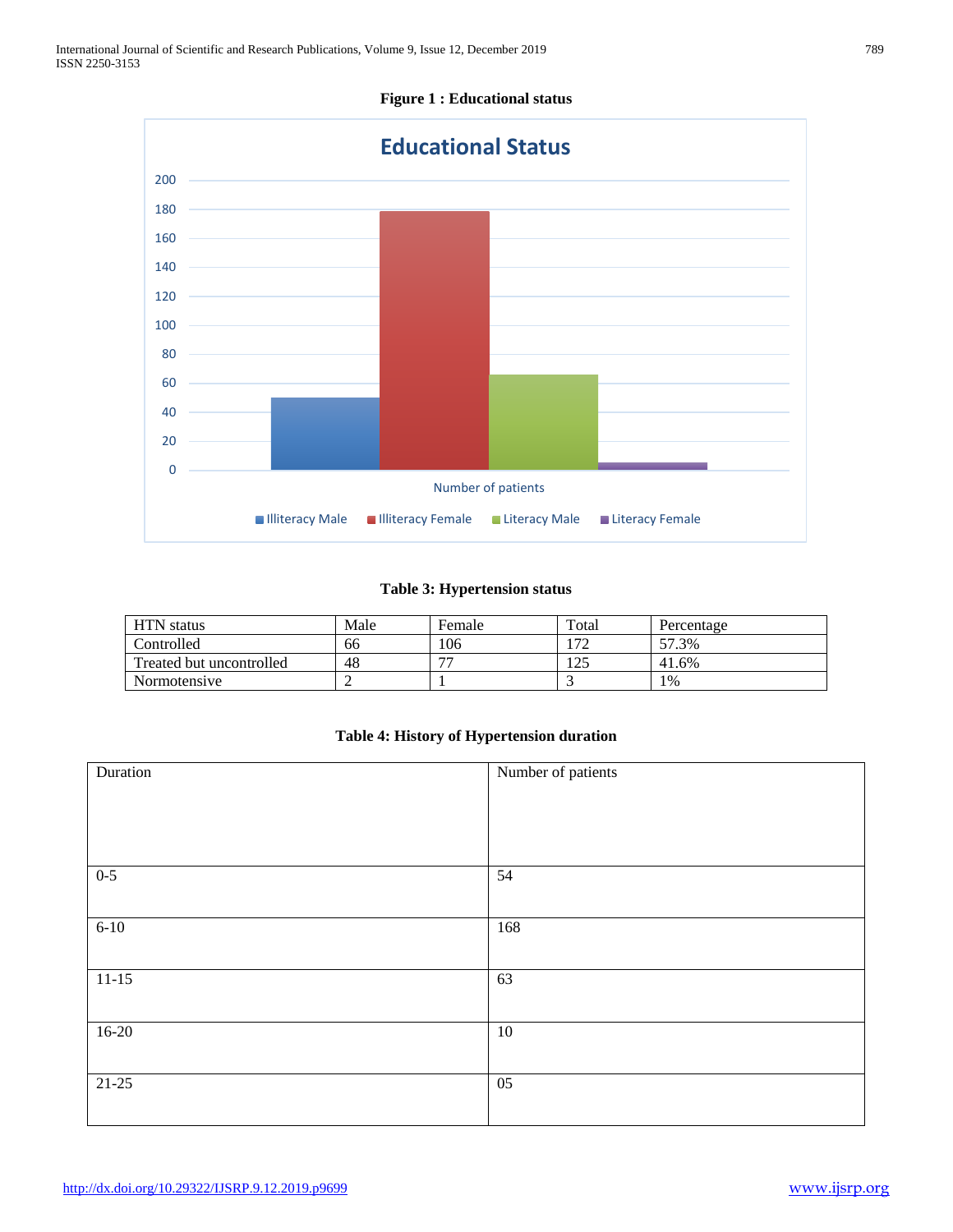**Figure 1 : Educational status**

**Table 3: Hypertension status**

| HTN status | Male | Female | Total | Percentage |
|---|---|---|---|---|
| Controlled | 66 | 106 | 172 | 57.3% |
| Treated but uncontrolled | 48 | 77 | 125 | 41.6% |
| Normotensive | 2 | 1 | 3 | 1% |

**Table 4: History of Hypertension duration**

| Duration | Number of patients |
|---|---|
| 0-5 | 54 |
| 6-10 | 168 |
| 11-15 | 63 |
| 16-20 | 10 |
| 21-25 | 05 |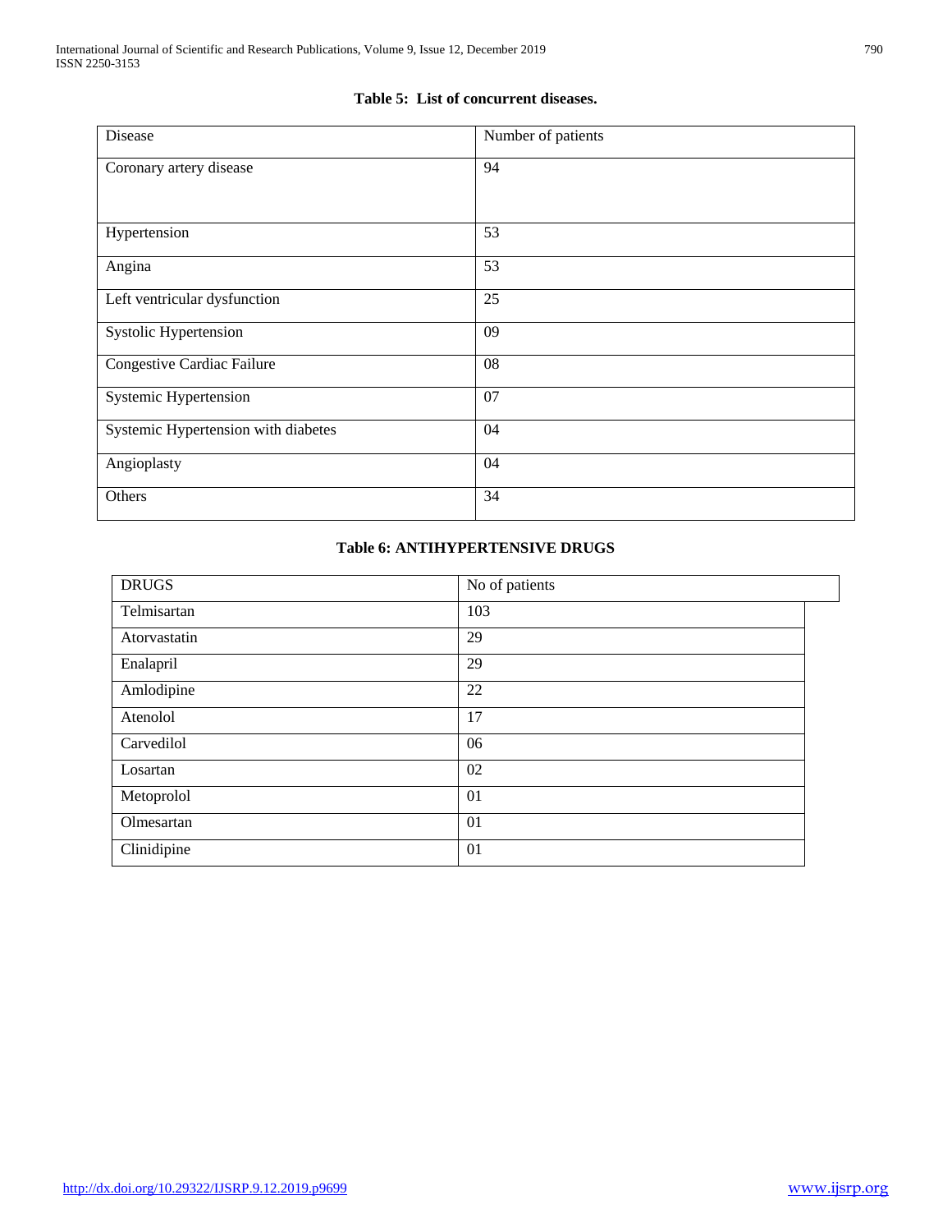**Table 5: List of concurrent diseases.**

| Disease | Number of patients |
|---|---|
| Coronary artery disease | 94 |
| Hypertension | 53 |
| Angina | 53 |
| Left ventricular dysfunction | 25 |
| Systolic Hypertension | 09 |
| Congestive Cardiac Failure | 08 |
| Systemic Hypertension | 07 |
| Systemic Hypertension with diabetes | 04 |
| Angioplasty | 04 |
| Others | 34 |

**Table 6: ANTIHYPERTENSIVE DRUGS**

| DRUGS | No of patients |
|---|---|
| Telmisartan | 103 |
| Atorvastatin | 29 |
| Enalapril | 29 |
| Amlodipine | 22 |
| Atenolol | 17 |
| Carvedilol | 06 |
| Losartan | 02 |
| Metoprolol | 01 |
| Olmesartan | 01 |
| Clinidipine | 01 |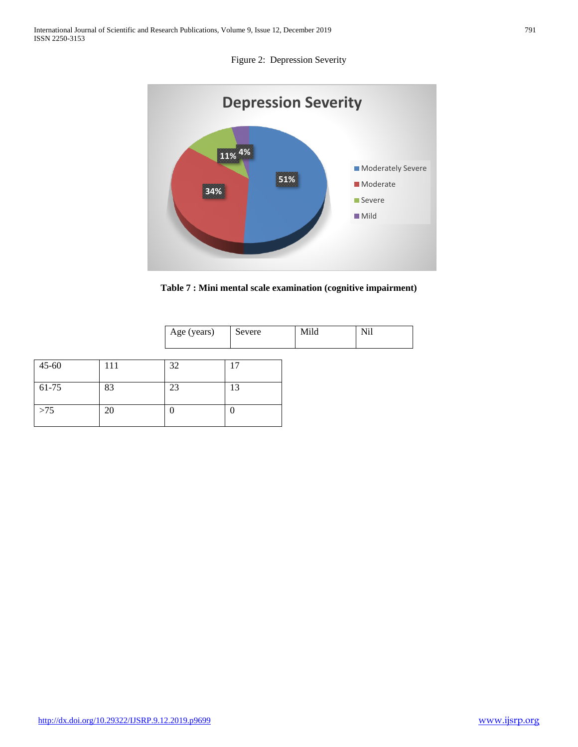Figure 2: Depression Severity

Table 7 : Mini mental scale examination (cognitive impairment)

| Age (years) | Severe | Mild | Nil |
|---|---|---|---|
| 45-60 | 111 | 32 | 17 |
| 61-75 | 83 | 23 | 13 |
| >75 | 20 | 0 | 0 |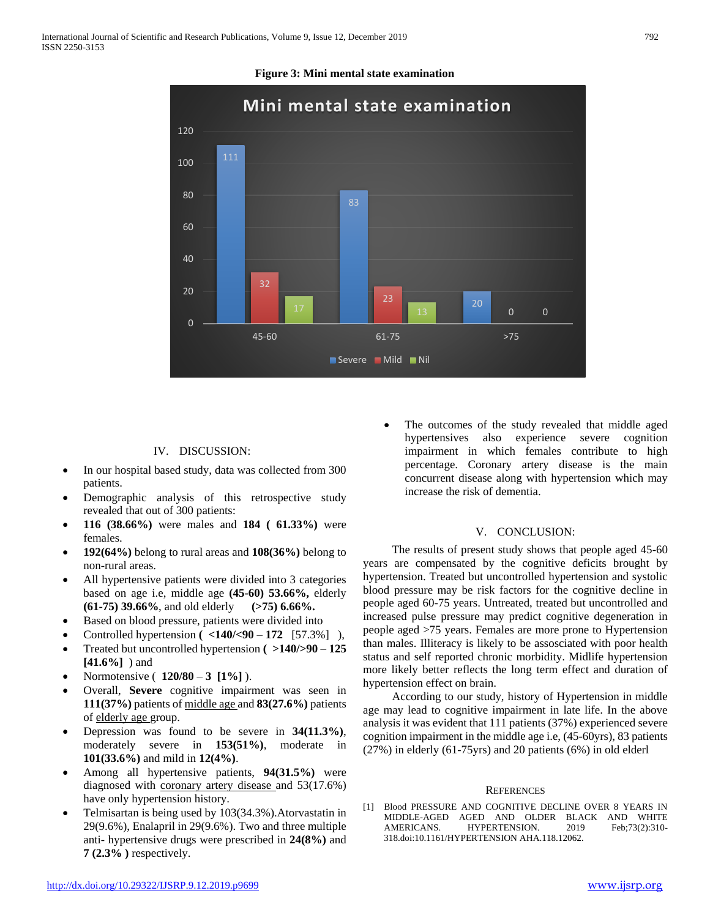**Figure 3: Mini mental state examination**

## IV. DISCUSSION:

- In our hospital based study, data was collected from 300 patients.
- Demographic analysis of this retrospective study revealed that out of 300 patients:
- **116 (38.66%)** were males and **184 ( 61.33%)** were females.
- **192(64%)** belong to rural areas and **108(36%)** belong to non-rural areas.
- All hypertensive patients were divided into 3 categories based on age i.e, middle age **(45-60) 53.66%,** elderly **(61-75) 39.66%**, and old elderly **(>75) 6.66%.**
- Based on blood pressure, patients were divided into
- Controlled hypertension **( <140/<90 – 172** [57.3%] ),
- Treated but uncontrolled hypertension **( >140/>90 – 125 [41.6%]** ) and
- Normotensive ( **120/80 – 3 [1%]** ).
- Overall, **Severe** cognitive impairment was seen in **111(37%)** patients of middle age and **83(27.6%)** patients of elderly age group.
- Depression was found to be severe in **34(11.3%)**, moderately severe in **153(51%)**, moderate in **101(33.6%)** and mild in **12(4%)**.
- Among all hypertensive patients, **94(31.5%)** were diagnosed with coronary artery disease and 53(17.6%) have only hypertension history.
- Telmisartan is being used by 103(34.3%).Atorvastatin in 29(9.6%), Enalapril in 29(9.6%). Two and three multiple anti- hypertensive drugs were prescribed in **24(8%)** and **7 (2.3% )** respectively.
- The outcomes of the study revealed that middle aged hypertensives also experience severe cognition impairment in which females contribute to high percentage. Coronary artery disease is the main concurrent disease along with hypertension which may increase the risk of dementia.

## V. CONCLUSION:

The results of present study shows that people aged 45-60 years are compensated by the cognitive deficits brought by hypertension. Treated but uncontrolled hypertension and systolic blood pressure may be risk factors for the cognitive decline in people aged 60-75 years. Untreated, treated but uncontrolled and increased pulse pressure may predict cognitive degeneration in people aged >75 years. Females are more prone to Hypertension than males. Illiteracy is likely to be assosciated with poor health status and self reported chronic morbidity. Midlife hypertension more likely better reflects the long term effect and duration of hypertension effect on brain.

According to our study, history of Hypertension in middle age may lead to cognitive impairment in late life. In the above analysis it was evident that 111 patients (37%) experienced severe cognition impairment in the middle age i.e, (45-60yrs), 83 patients (27%) in elderly (61-75yrs) and 20 patients (6%) in old elderl

## REFERENCES

[1] Blood PRESSURE AND COGNITIVE DECLINE OVER 8 YEARS IN MIDDLE-AGED AGED AND OLDER BLACK AND WHITE AMERICANS. HYPERTENSION. 2019 Feb;73(2):310-318.doi:10.1161/HYPERTENSION AHA.118.12062.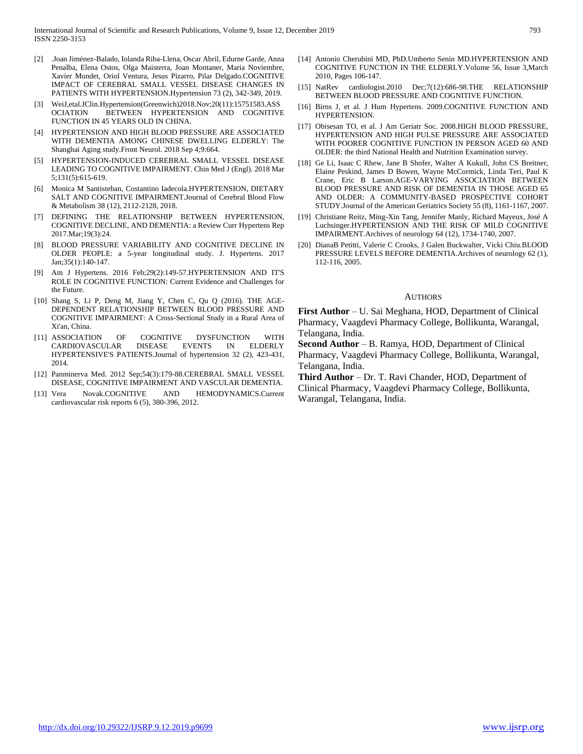[2] .Joan Jiménez-Balado, Iolanda Riba-Llena, Oscar Abril, Edurne Garde, Anna Penalba, Elena Ostos, Olga Maisterra, Joan Montaner, Maria Noviembre, Xavier Mundet, Oriol Ventura, Jesus Pizarro, Pilar Delgado.COGNITIVE IMPACT OF CEREBRAL SMALL VESSEL DISEASE CHANGES IN PATIENTS WITH HYPERTENSION.Hypertension 73 (2), 342-349, 2019.

[3] WeiJ,etal.JClin.Hypertension(Greenwich)2018.Nov;20(11):15751583.ASS OCIATION BETWEEN HYPERTENSION AND COGNITIVE FUNCTION IN 45 YEARS OLD IN CHINA.

[4] HYPERTENSION AND HIGH BLOOD PRESSURE ARE ASSOCIATED WITH DEMENTIA AMONG CHINESE DWELLING ELDERLY: The Shanghai Aging study.Front Neurol. 2018 Sep 4;9:664.

[5] HYPERTENSION-INDUCED CEREBRAL SMALL VESSEL DISEASE LEADING TO COGNITIVE IMPAIRMENT. Chin Med J (Engl). 2018 Mar 5;131(5):615-619.

[6] Monica M Santisteban, Costantino Iadecola.HYPERTENSION, DIETARY SALT AND COGNITIVE IMPAIRMENT.Journal of Cerebral Blood Flow & Metabolism 38 (12), 2112-2128, 2018.

[7] DEFINING THE RELATIONSHIP BETWEEN HYPERTENSION, COGNITIVE DECLINE, AND DEMENTIA: a Review Curr Hypertens Rep 2017.Mar;19(3):24.

[8] BLOOD PRESSURE VARIABILITY AND COGNITIVE DECLINE IN OLDER PEOPLE: a 5-year longitudinal study. J. Hypertens. 2017 Jan;35(1):140-147.

[9] Am J Hypertens. 2016 Feb;29(2):149-57.HYPERTENSION AND IT'S ROLE IN COGNITIVE FUNCTION: Current Evidence and Challenges for the Future.

[10] Shang S, Li P, Deng M, Jiang Y, Chen C, Qu Q (2016). THE AGE-DEPENDENT RELATIONSHIP BETWEEN BLOOD PRESSURE AND COGNITIVE IMPAIRMENT: A Cross-Sectional Study in a Rural Area of Xi'an, China.

[11] ASSOCIATION OF COGNITIVE DYSFUNCTION WITH CARDIOVASCULAR DISEASE EVENTS IN ELDERLY HYPERTENSIVE'S PATIENTS.Journal of hypertension 32 (2), 423-431, 2014.

[12] Panminerva Med. 2012 Sep;54(3):179-88.CEREBRAL SMALL VESSEL DISEASE, COGNITIVE IMPAIRMENT AND VASCULAR DEMENTIA.

[13] Vera Novak.COGNITIVE AND HEMODYNAMICS.Current cardiovascular risk reports 6 (5), 380-396, 2012.

[14] Antonio Cherubini MD, PhD.Umberto Senin MD.HYPERTENSION AND COGNITIVE FUNCTION IN THE ELDERLY.Volume 56, Issue 3,March 2010, Pages 106-147.

[15] NatRev cardiologist.2010 Dec;7(12):686-98.THE RELATIONSHIP BETWEEN BLOOD PRESSURE AND COGNITIVE FUNCTION.

[16] Birns J, et al. J Hum Hypertens. 2009.COGNITIVE FUNCTION AND HYPERTENSION.

[17] Obisesan TO, et al. J Am Geriatr Soc. 2008.HIGH BLOOD PRESSURE, HYPERTENSION AND HIGH PULSE PRESSURE ARE ASSOCIATED WITH POORER COGNITIVE FUNCTION IN PERSON AGED 60 AND OLDER: the third National Health and Nutrition Examination survey.

[18] Ge Li, Isaac C Rhew, Jane B Shofer, Walter A Kukull, John CS Breitner, Elaine Peskind, James D Bowen, Wayne McCormick, Linda Teri, Paul K Crane, Eric B Larson.AGE-VARYING ASSOCIATION BETWEEN BLOOD PRESSURE AND RISK OF DEMENTIA IN THOSE AGED 65 AND OLDER: A COMMUNITY-BASED PROSPECTIVE COHORT STUDY.Journal of the American Geriatrics Society 55 (8), 1161-1167, 2007.

[19] Christiane Reitz, Ming-Xin Tang, Jennifer Manly, Richard Mayeux, José A Luchsinger.HYPERTENSION AND THE RISK OF MILD COGNITIVE IMPAIRMENT.Archives of neurology 64 (12), 1734-1740, 2007.

[20] DianaB Petitti, Valerie C Crooks, J Galen Buckwalter, Vicki Chiu.BLOOD PRESSURE LEVELS BEFORE DEMENTIA.Archives of neurology 62 (1), 112-116, 2005.

## AUTHORS

**First Author** – U. Sai Meghana, HOD, Department of Clinical Pharmacy, Vaagdevi Pharmacy College, Bollikunta, Warangal, Telangana, India.

**Second Author** – B. Ramya, HOD, Department of Clinical Pharmacy, Vaagdevi Pharmacy College, Bollikunta, Warangal, Telangana, India.

**Third Author** – Dr. T. Ravi Chander, HOD, Department of Clinical Pharmacy, Vaagdevi Pharmacy College, Bollikunta, Warangal, Telangana, India.